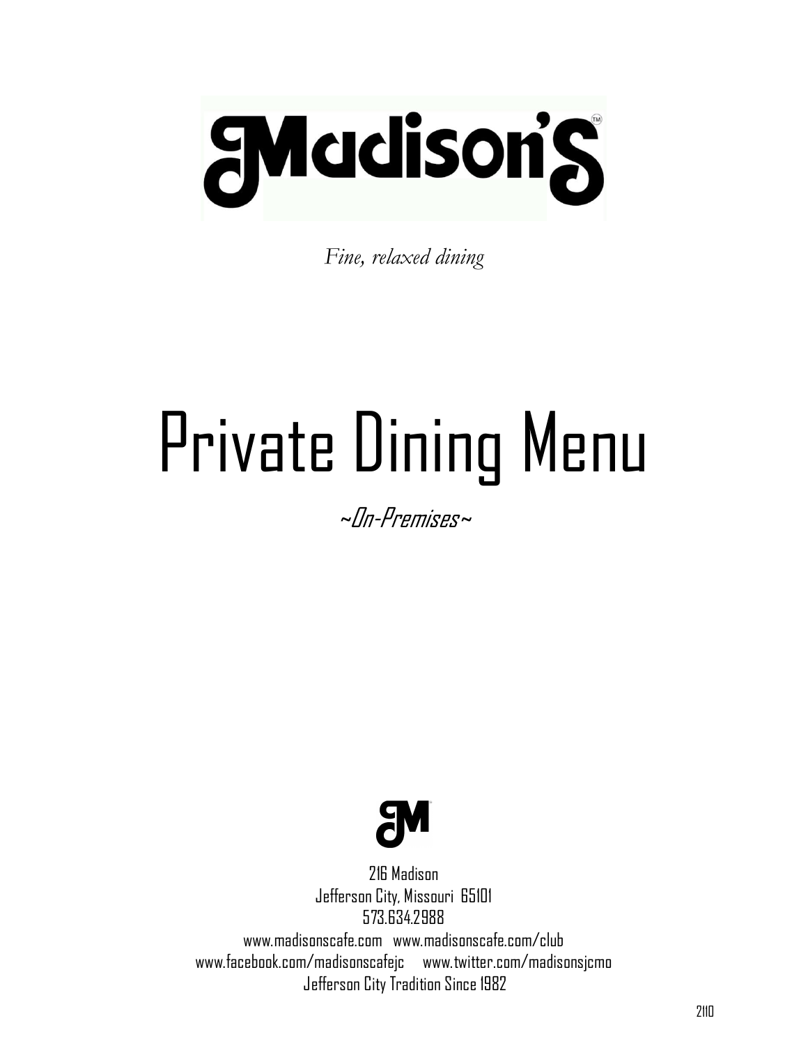# Madison's™

*Fine, relaxed dining*

# Private Dining Menu

*~On-Premises~*

216 Madison
Jefferson City, Missouri 65101
573.634.2988
www.madisonscafe.com www.madisonscafe.com/club
www.facebook.com/madisonscafejc www.twitter.com/madisonsjcmo
Jefferson City Tradition Since 1982

2110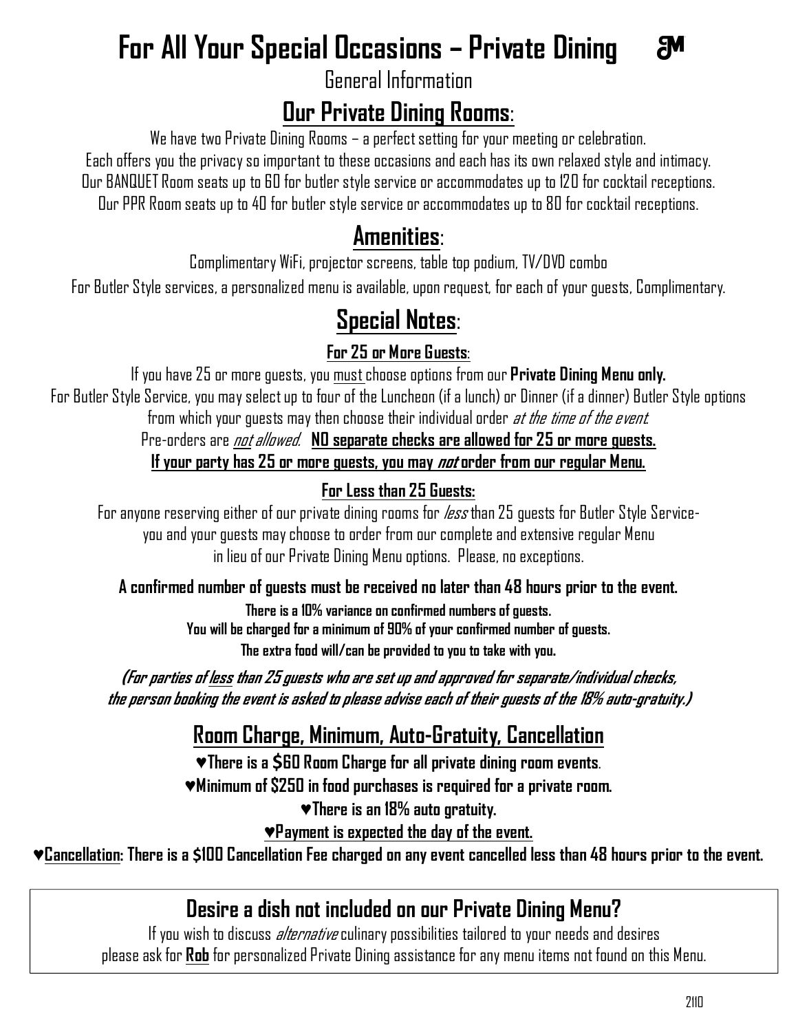# For All Your Special Occasions – Private Dining

General Information

## Our Private Dining Rooms:

We have two Private Dining Rooms – a perfect setting for your meeting or celebration.
Each offers you the privacy so important to these occasions and each has its own relaxed style and intimacy.
Our BANQUET Room seats up to 60 for butler style service or accommodates up to 120 for cocktail receptions.
Our PPR Room seats up to 40 for butler style service or accommodates up to 80 for cocktail receptions.

## Amenities:

Complimentary WiFi, projector screens, table top podium, TV/DVD combo
For Butler Style services, a personalized menu is available, upon request, for each of your guests, Complimentary.

## Special Notes:

**For 25 or More Guests:**

If you have 25 or more guests, you must choose options from our **Private Dining Menu only.**
For Butler Style Service, you may select up to four of the Luncheon (if a lunch) or Dinner (if a dinner) Butler Style options from which your guests may then choose their individual order *at the time of the event.*
Pre-orders are *not allowed.* **NO separate checks are allowed for 25 or more guests.**
**If your party has 25 or more guests, you may *not* order from our regular Menu.**

**For Less than 25 Guests:**

For anyone reserving either of our private dining rooms for *less* than 25 guests for Butler Style Service- you and your guests may choose to order from our complete and extensive regular Menu in lieu of our Private Dining Menu options. Please, no exceptions.

**A confirmed number of guests must be received no later than 48 hours prior to the event.**
**There is a 10% variance on confirmed numbers of guests.**
**You will be charged for a minimum of 90% of your confirmed number of guests.**
**The extra food will/can be provided to you to take with you.**

***(For parties of less than 25 guests who are set up and approved for separate/individual checks, the person booking the event is asked to please advise each of their guests of the 18% auto-gratuity.)***

## Room Charge, Minimum, Auto-Gratuity, Cancellation

♥**There is a $60 Room Charge for all private dining room events.**
♥**Minimum of $250 in food purchases is required for a private room.**
♥**There is an 18% auto gratuity.**
♥**Payment is expected the day of the event.**
♥**Cancellation: There is a $100 Cancellation Fee charged on any event cancelled less than 48 hours prior to the event.**

## Desire a dish not included on our Private Dining Menu?

If you wish to discuss *alternative* culinary possibilities tailored to your needs and desires please ask for **Rob** for personalized Private Dining assistance for any menu items not found on this Menu.

2110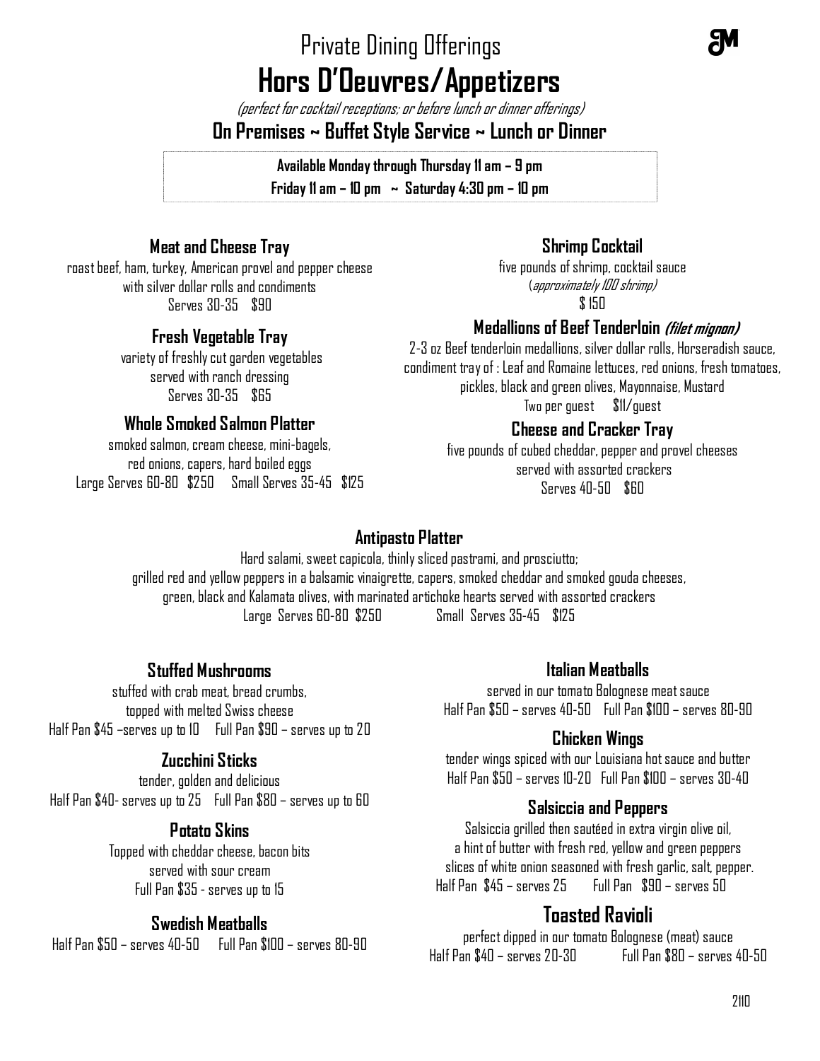# Private Dining Offerings

# Hors D'Oeuvres/Appetizers

*(perfect for cocktail receptions; or before lunch or dinner offerings)*

**On Premises ~ Buffet Style Service ~ Lunch or Dinner**

**Available Monday through Thursday 11 am – 9 pm**
**Friday 11 am – 10 pm ~ Saturday 4:30 pm – 10 pm**

### Meat and Cheese Tray

roast beef, ham, turkey, American provel and pepper cheese
with silver dollar rolls and condiments
Serves 30-35 $90

### Fresh Vegetable Tray

variety of freshly cut garden vegetables
served with ranch dressing
Serves 30-35 $65

### Whole Smoked Salmon Platter

smoked salmon, cream cheese, mini-bagels,
red onions, capers, hard boiled eggs
Large Serves 60-80 $250 Small Serves 35-45 $125

### Shrimp Cocktail

five pounds of shrimp, cocktail sauce
(*approximately 100 shrimp)*
$ 150

### Medallions of Beef Tenderloin *(filet mignon)*

2-3 oz Beef tenderloin medallions, silver dollar rolls, Horseradish sauce,
condiment tray of : Leaf and Romaine lettuces, red onions, fresh tomatoes,
pickles, black and green olives, Mayonnaise, Mustard
Two per guest $11/guest

### Cheese and Cracker Tray

five pounds of cubed cheddar, pepper and provel cheeses
served with assorted crackers
Serves 40-50 $60

### Antipasto Platter

Hard salami, sweet capicola, thinly sliced pastrami, and prosciutto;
grilled red and yellow peppers in a balsamic vinaigrette, capers, smoked cheddar and smoked gouda cheeses,
green, black and Kalamata olives, with marinated artichoke hearts served with assorted crackers
Large Serves 60-80 $250 Small Serves 35-45 $125

### Stuffed Mushrooms

stuffed with crab meat, bread crumbs,
topped with melted Swiss cheese
Half Pan $45 –serves up to 10 Full Pan $90 – serves up to 20

### Zucchini Sticks

tender, golden and delicious
Half Pan $40- serves up to 25 Full Pan $80 – serves up to 60

### Potato Skins

Topped with cheddar cheese, bacon bits
served with sour cream
Full Pan $35 - serves up to 15

### Swedish Meatballs

Half Pan $50 – serves 40-50 Full Pan $100 – serves 80-90

### Italian Meatballs

served in our tomato Bolognese meat sauce
Half Pan $50 – serves 40-50 Full Pan $100 – serves 80-90

### Chicken Wings

tender wings spiced with our Louisiana hot sauce and butter
Half Pan $50 – serves 10-20 Full Pan $100 – serves 30-40

### Salsiccia and Peppers

Salsiccia grilled then sautéed in extra virgin olive oil,
a hint of butter with fresh red, yellow and green peppers
slices of white onion seasoned with fresh garlic, salt, pepper.
Half Pan $45 – serves 25 Full Pan $90 – serves 50

### Toasted Ravioli

perfect dipped in our tomato Bolognese (meat) sauce
Half Pan $40 – serves 20-30 Full Pan $80 – serves 40-50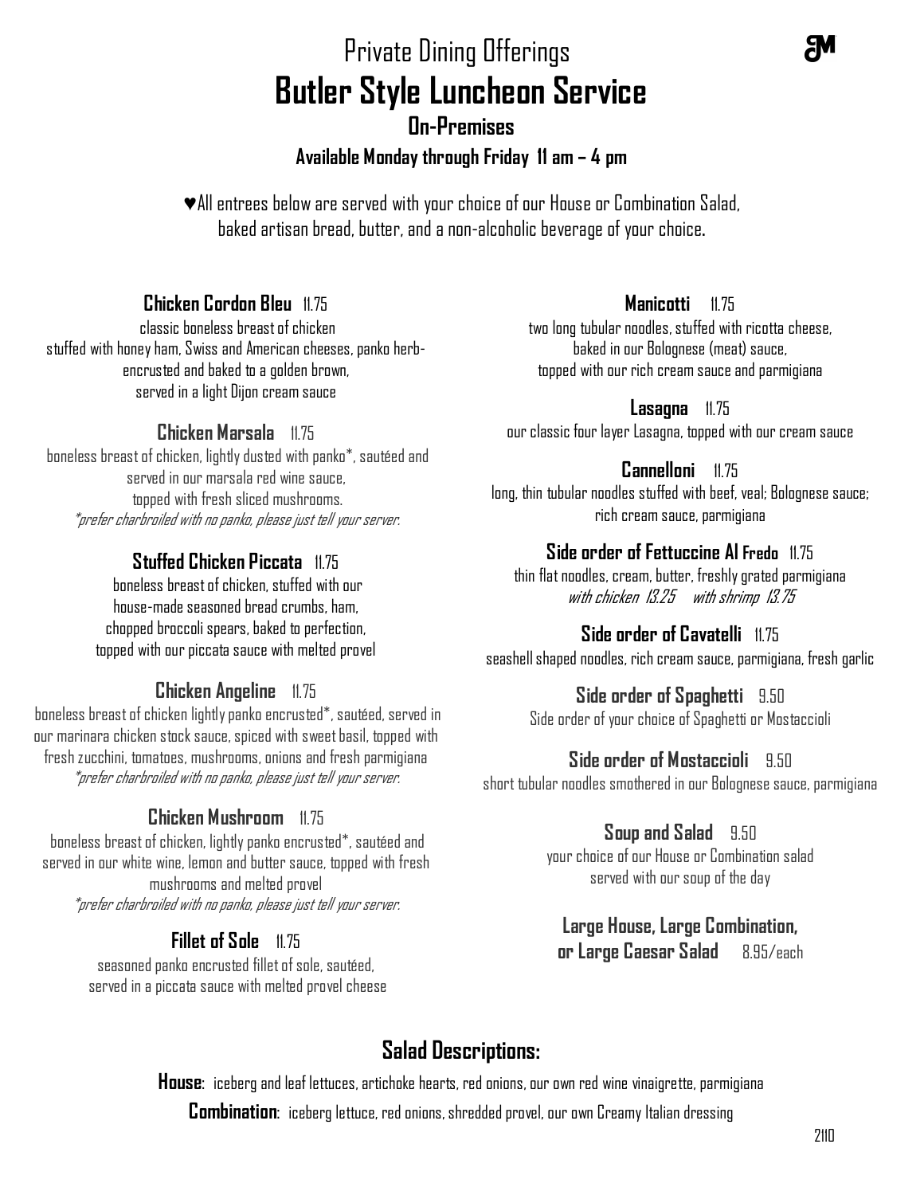# Private Dining Offerings

# Butler Style Luncheon Service

## On-Premises

### Available Monday through Friday 11 am – 4 pm

♥All entrees below are served with your choice of our House or Combination Salad, baked artisan bread, butter, and a non-alcoholic beverage of your choice.

**Chicken Cordon Bleu** 11.75
classic boneless breast of chicken stuffed with honey ham, Swiss and American cheeses, panko herb-encrusted and baked to a golden brown, served in a light Dijon cream sauce

**Chicken Marsala** 11.75
boneless breast of chicken, lightly dusted with panko*, sautéed and served in our marsala red wine sauce, topped with fresh sliced mushrooms.
*\*prefer charbroiled with no panko, please just tell your server.*

**Stuffed Chicken Piccata** 11.75
boneless breast of chicken, stuffed with our house-made seasoned bread crumbs, ham, chopped broccoli spears, baked to perfection, topped with our piccata sauce with melted provel

**Chicken Angeline** 11.75
boneless breast of chicken lightly panko encrusted*, sautéed, served in our marinara chicken stock sauce, spiced with sweet basil, topped with fresh zucchini, tomatoes, mushrooms, onions and fresh parmigiana
*\*prefer charbroiled with no panko, please just tell your server.*

**Chicken Mushroom** 11.75
boneless breast of chicken, lightly panko encrusted*, sautéed and served in our white wine, lemon and butter sauce, topped with fresh mushrooms and melted provel
*\*prefer charbroiled with no panko, please just tell your server.*

**Fillet of Sole** 11.75
seasoned panko encrusted fillet of sole, sautéed, served in a piccata sauce with melted provel cheese

**Manicotti** 11.75
two long tubular noodles, stuffed with ricotta cheese, baked in our Bolognese (meat) sauce, topped with our rich cream sauce and parmigiana

**Lasagna** 11.75
our classic four layer Lasagna, topped with our cream sauce

**Cannelloni** 11.75
long, thin tubular noodles stuffed with beef, veal; Bolognese sauce; rich cream sauce, parmigiana

**Side order of Fettuccine Al Fredo** 11.75
thin flat noodles, cream, butter, freshly grated parmigiana
*with chicken 13.25 with shrimp 13.75*

**Side order of Cavatelli** 11.75
seashell shaped noodles, rich cream sauce, parmigiana, fresh garlic

**Side order of Spaghetti** 9.50
Side order of your choice of Spaghetti or Mostaccioli

**Side order of Mostaccioli** 9.50
short tubular noodles smothered in our Bolognese sauce, parmigiana

**Soup and Salad** 9.50
your choice of our House or Combination salad served with our soup of the day

**Large House, Large Combination, or Large Caesar Salad** 8.95/each

## Salad Descriptions:

**House**: iceberg and leaf lettuces, artichoke hearts, red onions, our own red wine vinaigrette, parmigiana

**Combination**: iceberg lettuce, red onions, shredded provel, our own Creamy Italian dressing

2110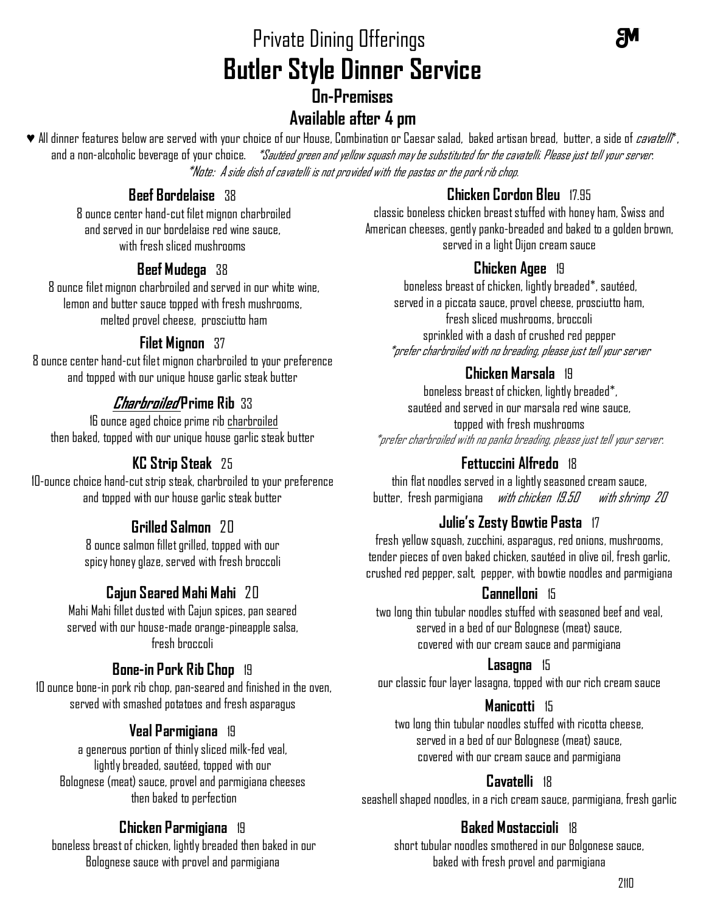# Private Dining Offerings

# Butler Style Dinner Service

## On-Premises

## Available after 4 pm

♥ All dinner features below are served with your choice of our House, Combination or Caesar salad, baked artisan bread, butter, a side of *cavatelli**, and a non-alcoholic beverage of your choice. *\*Sautéed green and yellow squash may be substituted for the cavatelli. Please just tell your server.*

*\*Note: A side dish of cavatelli is not provided with the pastas or the pork rib chop.*

### Beef Bordelaise 38

8 ounce center hand-cut filet mignon charbroiled and served in our bordelaise red wine sauce, with fresh sliced mushrooms

### Beef Mudega 38

8 ounce filet mignon charbroiled and served in our white wine, lemon and butter sauce topped with fresh mushrooms, melted provel cheese, prosciutto ham

### Filet Mignon 37

8 ounce center hand-cut filet mignon charbroiled to your preference and topped with our unique house garlic steak butter

### *Charbroiled* Prime Rib 33

16 ounce aged choice prime rib charbroiled then baked, topped with our unique house garlic steak butter

### KC Strip Steak 25

10-ounce choice hand-cut strip steak, charbroiled to your preference and topped with our house garlic steak butter

### Grilled Salmon 20

8 ounce salmon fillet grilled, topped with our spicy honey glaze, served with fresh broccoli

### Cajun Seared Mahi Mahi 20

Mahi Mahi fillet dusted with Cajun spices, pan seared served with our house-made orange-pineapple salsa, fresh broccoli

### Bone-in Pork Rib Chop 19

10 ounce bone-in pork rib chop, pan-seared and finished in the oven, served with smashed potatoes and fresh asparagus

### Veal Parmigiana 19

a generous portion of thinly sliced milk-fed veal, lightly breaded, sautéed, topped with our Bolognese (meat) sauce, provel and parmigiana cheeses then baked to perfection

### Chicken Parmigiana 19

boneless breast of chicken, lightly breaded then baked in our Bolognese sauce with provel and parmigiana

### Chicken Cordon Bleu 17.95

classic boneless chicken breast stuffed with honey ham, Swiss and American cheeses, gently panko-breaded and baked to a golden brown, served in a light Dijon cream sauce

### Chicken Agee 19

boneless breast of chicken, lightly breaded*, sautéed, served in a piccata sauce, provel cheese, prosciutto ham, fresh sliced mushrooms, broccoli sprinkled with a dash of crushed red pepper

*\*prefer charbroiled with no breading, please just tell your server*

### Chicken Marsala 19

boneless breast of chicken, lightly breaded*, sautéed and served in our marsala red wine sauce, topped with fresh mushrooms

*\*prefer charbroiled with no panko breading, please just tell your server.*

### Fettuccini Alfredo 18

thin flat noodles served in a lightly seasoned cream sauce, butter, fresh parmigiana *with chicken 19.50* *with shrimp 20*

### Julie's Zesty Bowtie Pasta 17

fresh yellow squash, zucchini, asparagus, red onions, mushrooms, tender pieces of oven baked chicken, sautéed in olive oil, fresh garlic, crushed red pepper, salt, pepper, with bowtie noodles and parmigiana

### Cannelloni 15

two long thin tubular noodles stuffed with seasoned beef and veal, served in a bed of our Bolognese (meat) sauce, covered with our cream sauce and parmigiana

### Lasagna 15

our classic four layer lasagna, topped with our rich cream sauce

### Manicotti 15

two long thin tubular noodles stuffed with ricotta cheese, served in a bed of our Bolognese (meat) sauce, covered with our cream sauce and parmigiana

### Cavatelli 18

seashell shaped noodles, in a rich cream sauce, parmigiana, fresh garlic

### Baked Mostaccioli 18

short tubular noodles smothered in our Bolgonese sauce, baked with fresh provel and parmigiana

2110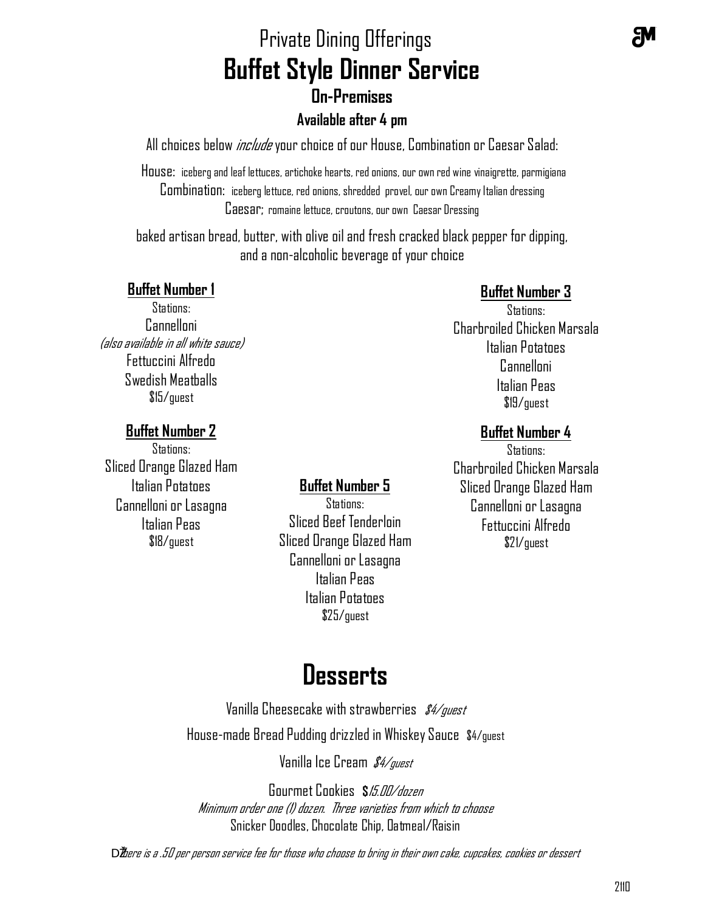# Private Dining Offerings

## Buffet Style Dinner Service

### On-Premises

**Available after 4 pm**

All choices below *include* your choice of our House, Combination or Caesar Salad:

House: iceberg and leaf lettuces, artichoke hearts, red onions, our own red wine vinaigrette, parmigiana
Combination: iceberg lettuce, red onions, shredded provel, our own Creamy Italian dressing
Caesar; romaine lettuce, croutons, our own Caesar Dressing

baked artisan bread, butter, with olive oil and fresh cracked black pepper for dipping, and a non-alcoholic beverage of your choice

**Buffet Number 1**

Stations:
Cannelloni
*(also available in all white sauce)*
Fettuccini Alfredo
Swedish Meatballs
$15/guest

**Buffet Number 2**

Stations:
Sliced Orange Glazed Ham
Italian Potatoes
Cannelloni or Lasagna
Italian Peas
$18/guest

**Buffet Number 5**

Stations:
Sliced Beef Tenderloin
Sliced Orange Glazed Ham
Cannelloni or Lasagna
Italian Peas
Italian Potatoes
$25/guest

**Buffet Number 3**

Stations:
Charbroiled Chicken Marsala
Italian Potatoes
Cannelloni
Italian Peas
$19/guest

**Buffet Number 4**

Stations:
Charbroiled Chicken Marsala
Sliced Orange Glazed Ham
Cannelloni or Lasagna
Fettuccini Alfredo
$21/guest

# Desserts

Vanilla Cheesecake with strawberries *$4/guest*

House-made Bread Pudding drizzled in Whiskey Sauce $4/guest

Vanilla Ice Cream *$4/guest*

Gourmet Cookies $*15.00/dozen*
*Minimum order one (1) dozen. Three varieties from which to choose*
Snicker Doodles, Chocolate Chip, Oatmeal/Raisin

*There is a .50 per person service fee for those who choose to bring in their own cake, cupcakes, cookies or dessert*